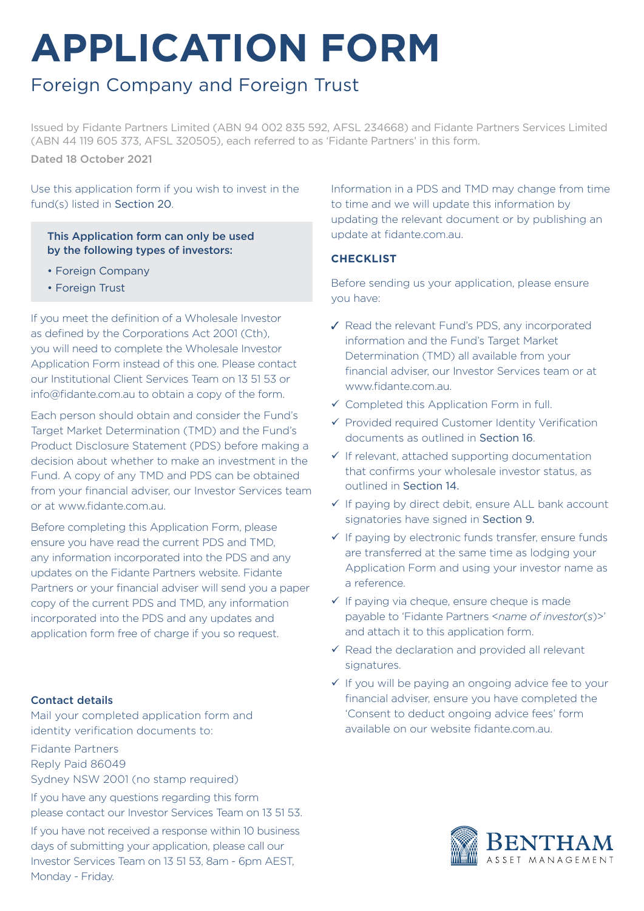# APPLICATION FORM

## Foreign Company and Foreign Trust

Issued by Fidante Partners Limited (ABN 94 002 835 592, AFSL 234668) and Fidante Partners Services Limited (ABN 44 119 605 373, AFSL 320505), each referred to as 'Fidante Partners' in this form.

Dated 18 October 2021

Use this application form if you wish to invest in the fund(s) listed in Section 20.

**This Application form can only be used by the following types of investors:**

- Foreign Company
- Foreign Trust

If you meet the definition of a Wholesale Investor as defined by the Corporations Act 2001 (Cth), you will need to complete the Wholesale Investor Application Form instead of this one. Please contact our Institutional Client Services Team on 13 51 53 or info@fidante.com.au to obtain a copy of the form.

Each person should obtain and consider the Fund's Target Market Determination (TMD) and the Fund's Product Disclosure Statement (PDS) before making a decision about whether to make an investment in the Fund. A copy of any TMD and PDS can be obtained from your financial adviser, our Investor Services team or at www.fidante.com.au.

Before completing this Application Form, please ensure you have read the current PDS and TMD, any information incorporated into the PDS and any updates on the Fidante Partners website. Fidante Partners or your financial adviser will send you a paper copy of the current PDS and TMD, any information incorporated into the PDS and any updates and application form free of charge if you so request.

**Contact details**

Mail your completed application form and identity verification documents to:

Fidante Partners
Reply Paid 86049
Sydney NSW 2001 (no stamp required)

If you have any questions regarding this form please contact our Investor Services Team on 13 51 53.

If you have not received a response within 10 business days of submitting your application, please call our Investor Services Team on 13 51 53, 8am - 6pm AEST, Monday - Friday.

Information in a PDS and TMD may change from time to time and we will update this information by updating the relevant document or by publishing an update at fidante.com.au.

### CHECKLIST

Before sending us your application, please ensure you have:

- ✓ Read the relevant Fund's PDS, any incorporated information and the Fund's Target Market Determination (TMD) all available from your financial adviser, our Investor Services team or at www.fidante.com.au.
- ✓ Completed this Application Form in full.
- ✓ Provided required Customer Identity Verification documents as outlined in Section 16.
- ✓ If relevant, attached supporting documentation that confirms your wholesale investor status, as outlined in Section 14.
- ✓ If paying by direct debit, ensure ALL bank account signatories have signed in Section 9.
- ✓ If paying by electronic funds transfer, ensure funds are transferred at the same time as lodging your Application Form and using your investor name as a reference.
- ✓ If paying via cheque, ensure cheque is made payable to 'Fidante Partners <*name of investor(s)*>' and attach it to this application form.
- ✓ Read the declaration and provided all relevant signatures.
- ✓ If you will be paying an ongoing advice fee to your financial adviser, ensure you have completed the 'Consent to deduct ongoing advice fees' form available on our website fidante.com.au.

BENTHAM ASSET MANAGEMENT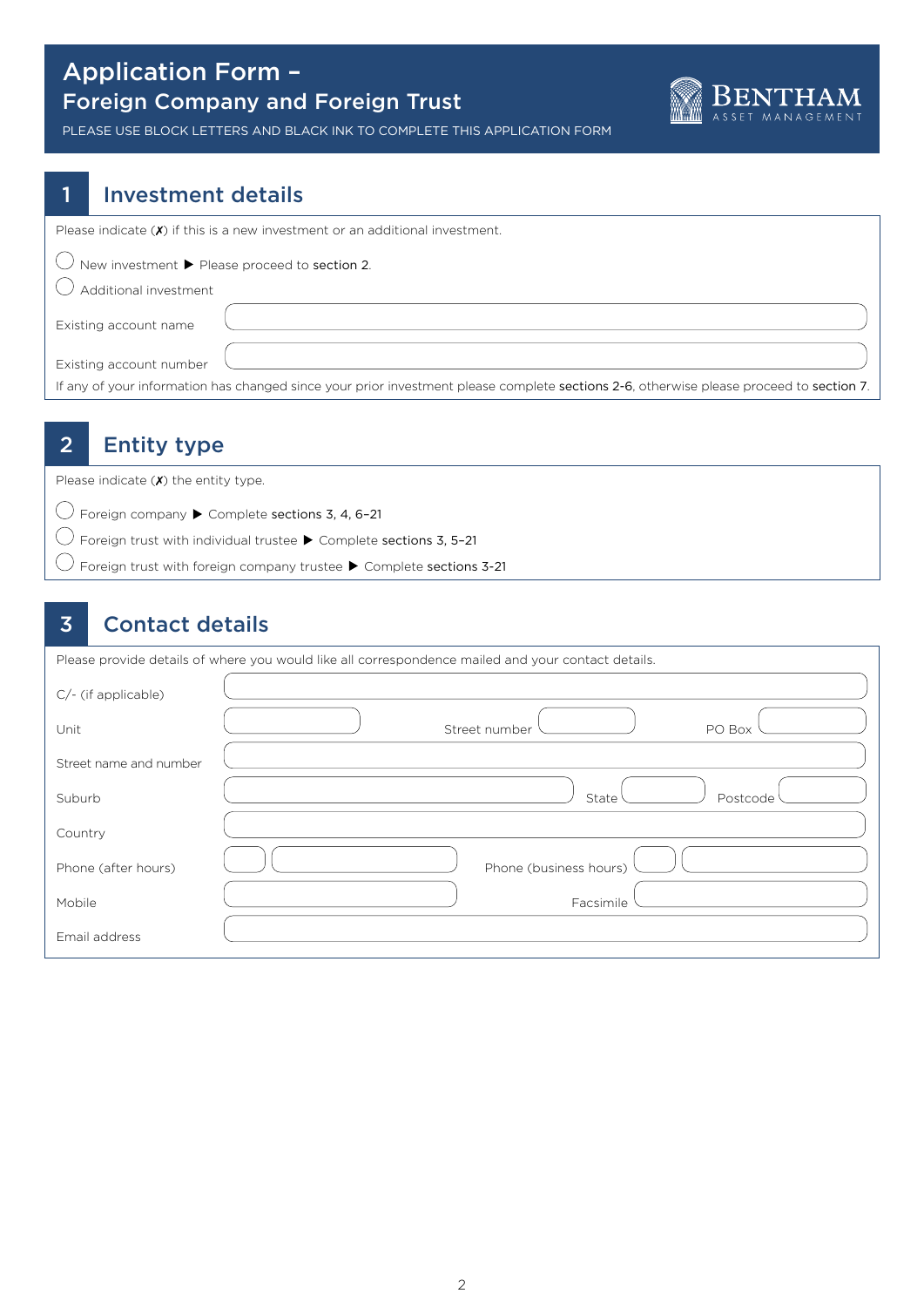# Application Form – Foreign Company and Foreign Trust

PLEASE USE BLOCK LETTERS AND BLACK INK TO COMPLETE THIS APPLICATION FORM

BENTHAM ASSET MANAGEMENT

## 1 Investment details

Please indicate (✗) if this is a new investment or an additional investment.

◯ New investment ▶ Please proceed to section 2.

◯ Additional investment

Existing account name

Existing account number

If any of your information has changed since your prior investment please complete sections 2-6, otherwise please proceed to section 7.

## 2 Entity type

Please indicate (✗) the entity type.

◯ Foreign company ▶ Complete sections 3, 4, 6–21

◯ Foreign trust with individual trustee ▶ Complete sections 3, 5–21

◯ Foreign trust with foreign company trustee ▶ Complete sections 3-21

## 3 Contact details

Please provide details of where you would like all correspondence mailed and your contact details.

C/- (if applicable)

Unit | Street number | PO Box

Street name and number

Suburb | State | Postcode

Country

Phone (after hours) | Phone (business hours)

Mobile | Facsimile

Email address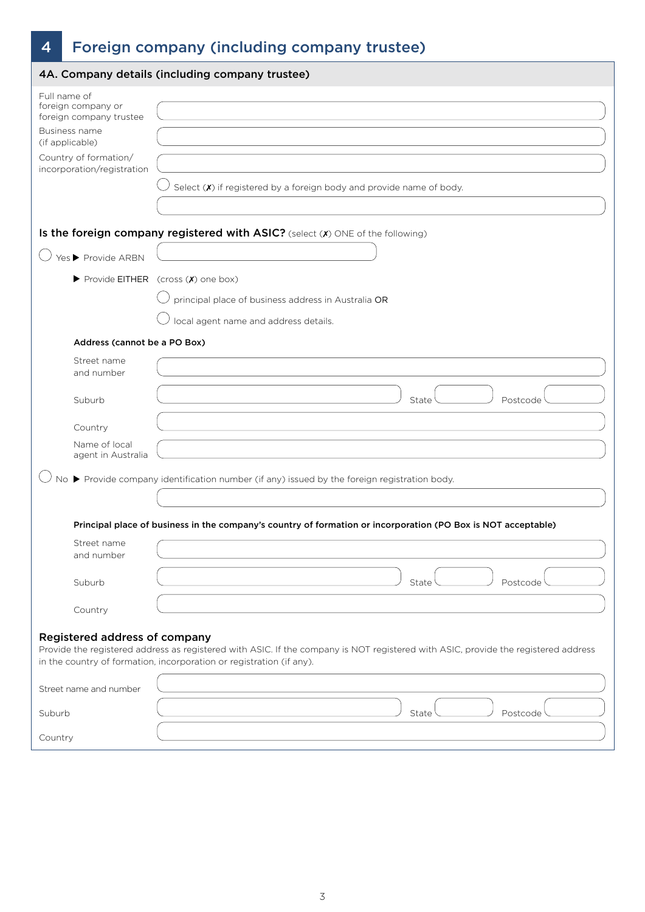# 4 Foreign company (including company trustee)

## 4A. Company details (including company trustee)

Full name of foreign company or foreign company trustee

Business name (if applicable)

Country of formation/ incorporation/registration

○ Select (✗) if registered by a foreign body and provide name of body.

### Is the foreign company registered with ASIC? (select (✗) ONE of the following)

○ Yes ▶ Provide ARBN

▶ Provide EITHER (cross (✗) one box)

○ principal place of business address in Australia OR

○ local agent name and address details.

**Address (cannot be a PO Box)**

Street name and number

Suburb | State | Postcode

Country

Name of local agent in Australia

○ No ▶ Provide company identification number (if any) issued by the foreign registration body.

**Principal place of business in the company's country of formation or incorporation (PO Box is NOT acceptable)**

Street name and number

Suburb | State | Postcode

Country

### Registered address of company

Provide the registered address as registered with ASIC. If the company is NOT registered with ASIC, provide the registered address in the country of formation, incorporation or registration (if any).

Street name and number

Suburb | State | Postcode

Country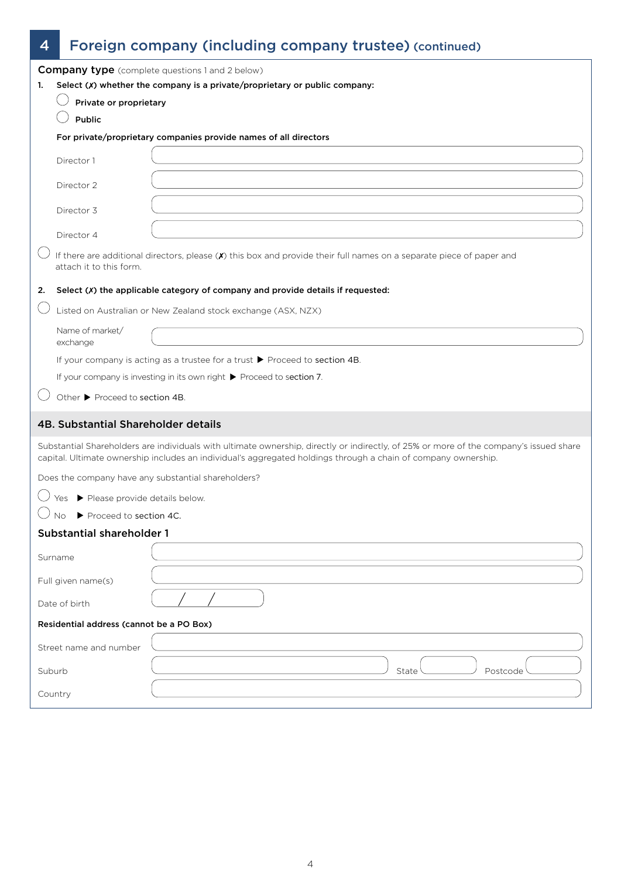# 4 Foreign company (including company trustee) (continued)

**Company type** (complete questions 1 and 2 below)

1. **Select (✗) whether the company is a private/proprietary or public company:**

   ◯ **Private or proprietary**

   ◯ **Public**

   **For private/proprietary companies provide names of all directors**

   Director 1 \_\_\_\_\_\_\_\_\_\_\_\_\_\_\_\_

   Director 2 \_\_\_\_\_\_\_\_\_\_\_\_\_\_\_\_

   Director 3 \_\_\_\_\_\_\_\_\_\_\_\_\_\_\_\_

   Director 4 \_\_\_\_\_\_\_\_\_\_\_\_\_\_\_\_

◯ If there are additional directors, please (✗) this box and provide their full names on a separate piece of paper and attach it to this form.

2. **Select (✗) the applicable category of company and provide details if requested:**

◯ Listed on Australian or New Zealand stock exchange (ASX, NZX)

   Name of market/exchange \_\_\_\_\_\_\_\_\_\_\_\_\_\_\_\_

   If your company is acting as a trustee for a trust ▶ Proceed to section 4B.

   If your company is investing in its own right ▶ Proceed to section 7.

◯ Other ▶ Proceed to section 4B.

## 4B. Substantial Shareholder details

Substantial Shareholders are individuals with ultimate ownership, directly or indirectly, of 25% or more of the company's issued share capital. Ultimate ownership includes an individual's aggregated holdings through a chain of company ownership.

Does the company have any substantial shareholders?

◯ Yes ▶ Please provide details below.

◯ No ▶ Proceed to section 4C.

### Substantial shareholder 1

Surname \_\_\_\_\_\_\_\_\_\_\_\_\_\_\_\_

Full given name(s) \_\_\_\_\_\_\_\_\_\_\_\_\_\_\_\_

Date of birth \_\_ / \_\_ / \_\_\_\_

**Residential address (cannot be a PO Box)**

Street name and number \_\_\_\_\_\_\_\_\_\_\_\_\_\_\_\_

Suburb \_\_\_\_\_\_\_\_ State \_\_\_\_ Postcode \_\_\_\_

Country \_\_\_\_\_\_\_\_\_\_\_\_\_\_\_\_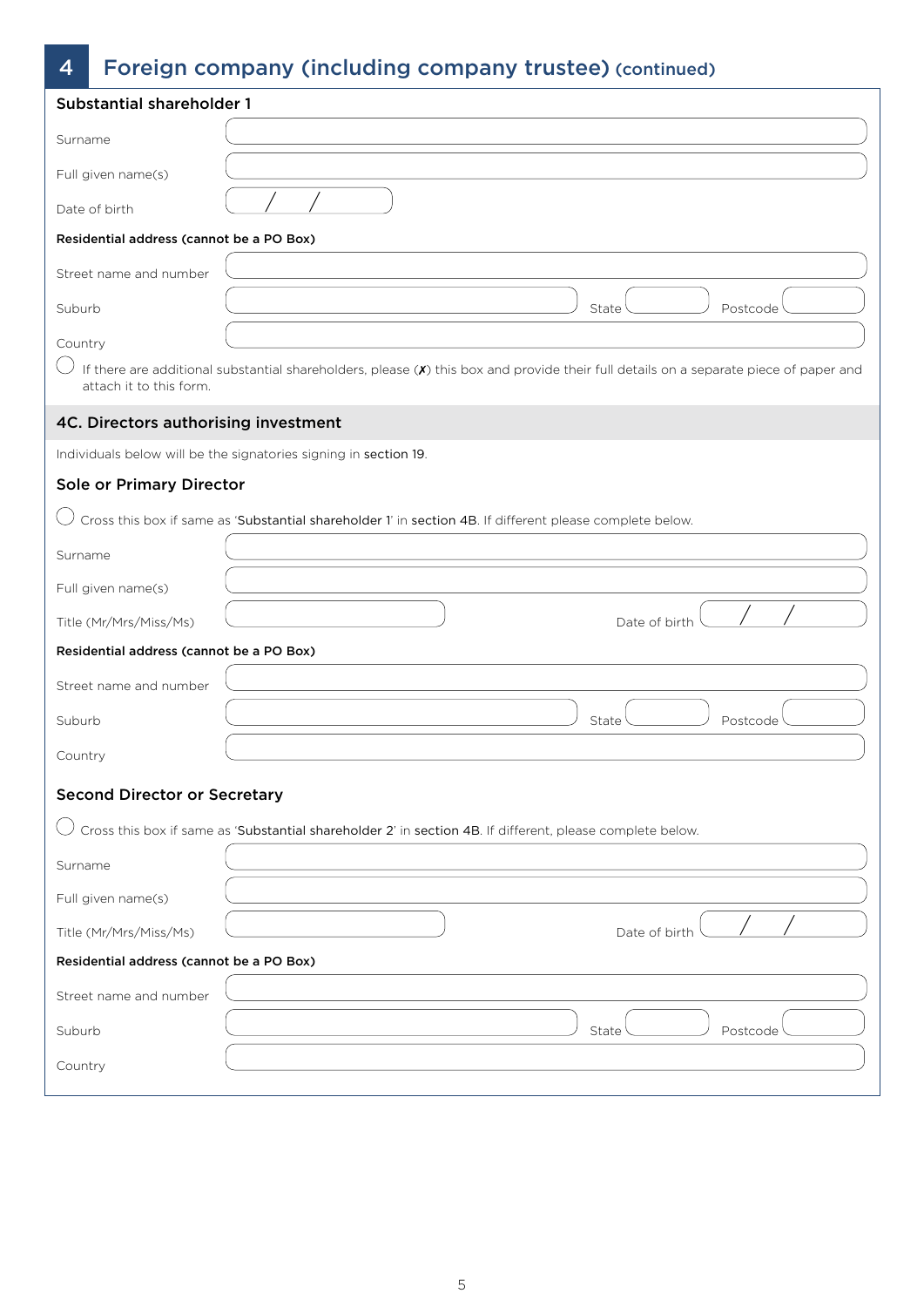## 4 Foreign company (including company trustee) (continued)

### Substantial shareholder 1

Surname

Full given name(s)

Date of birth / /

**Residential address (cannot be a PO Box)**

Street name and number

Suburb State Postcode

Country

◯ If there are additional substantial shareholders, please (✗) this box and provide their full details on a separate piece of paper and attach it to this form.

### 4C. Directors authorising investment

Individuals below will be the signatories signing in section 19.

#### Sole or Primary Director

◯ Cross this box if same as 'Substantial shareholder 1' in section 4B. If different please complete below.

Surname

Full given name(s)

Title (Mr/Mrs/Miss/Ms) Date of birth / /

**Residential address (cannot be a PO Box)**

Street name and number

Suburb State Postcode

Country

#### Second Director or Secretary

◯ Cross this box if same as 'Substantial shareholder 2' in section 4B. If different, please complete below.

Surname

Full given name(s)

Title (Mr/Mrs/Miss/Ms) Date of birth / /

**Residential address (cannot be a PO Box)**

Street name and number

Suburb State Postcode

Country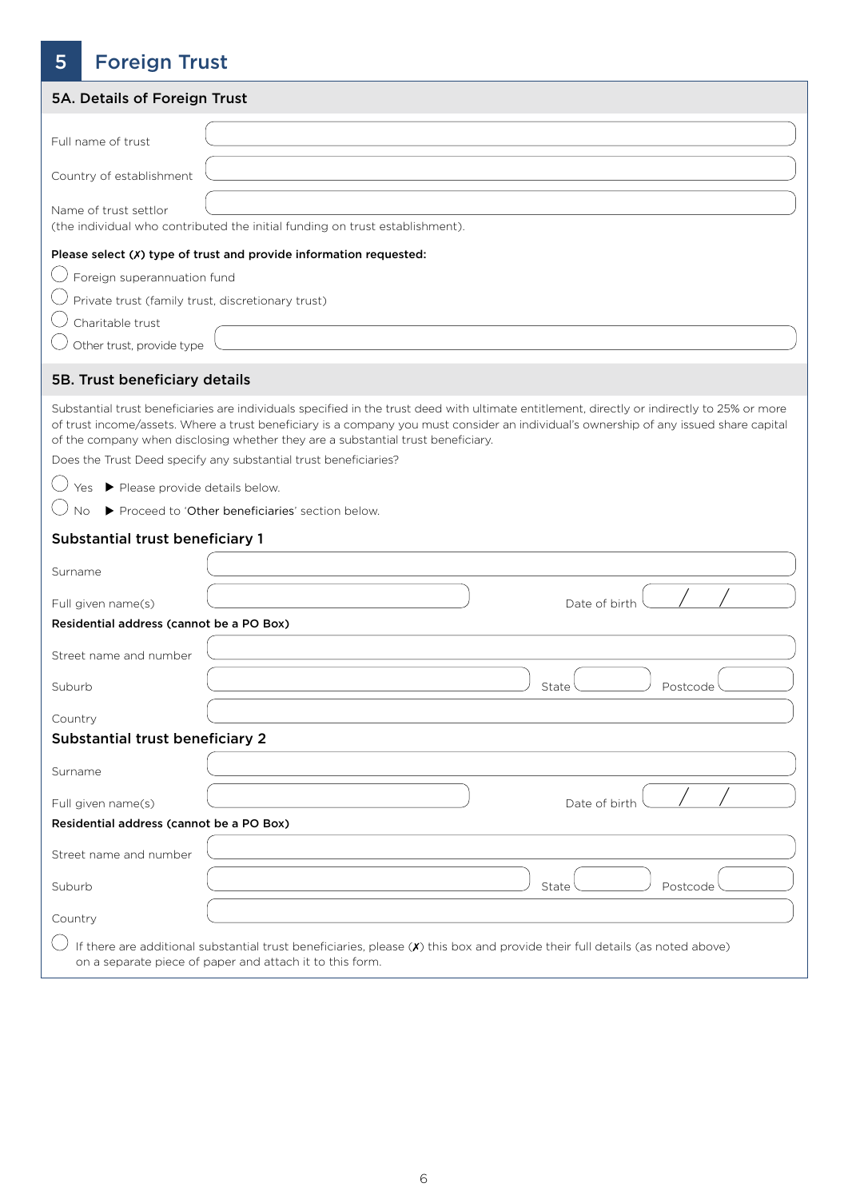# 5 Foreign Trust

## 5A. Details of Foreign Trust

Full name of trust

Country of establishment

Name of trust settlor
(the individual who contributed the initial funding on trust establishment).

**Please select (✗) type of trust and provide information requested:**

- ◯ Foreign superannuation fund
- ◯ Private trust (family trust, discretionary trust)
- ◯ Charitable trust
- ◯ Other trust, provide type

## 5B. Trust beneficiary details

Substantial trust beneficiaries are individuals specified in the trust deed with ultimate entitlement, directly or indirectly to 25% or more of trust income/assets. Where a trust beneficiary is a company you must consider an individual's ownership of any issued share capital of the company when disclosing whether they are a substantial trust beneficiary.

Does the Trust Deed specify any substantial trust beneficiaries?

- ◯ Yes ▶ Please provide details below.
- ◯ No ▶ Proceed to 'Other beneficiaries' section below.

### Substantial trust beneficiary 1

Surname

Full given name(s) Date of birth / /

**Residential address (cannot be a PO Box)**

Street name and number

Suburb State Postcode

Country

### Substantial trust beneficiary 2

Surname

Full given name(s) Date of birth / /

**Residential address (cannot be a PO Box)**

Street name and number

Suburb State Postcode

Country

◯ If there are additional substantial trust beneficiaries, please (✗) this box and provide their full details (as noted above) on a separate piece of paper and attach it to this form.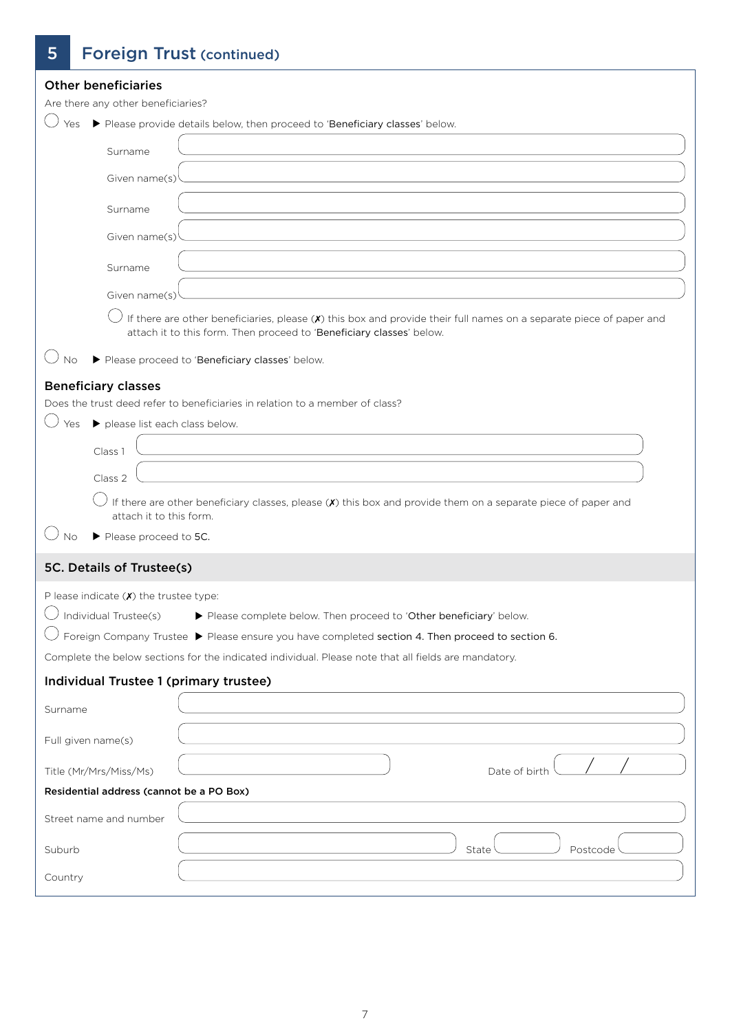## 5 Foreign Trust (continued)

### Other beneficiaries

Are there any other beneficiaries?

◯ Yes ▶ Please provide details below, then proceed to 'Beneficiary classes' below.

Surname

Given name(s)

Surname

Given name(s)

Surname

Given name(s)

◯ If there are other beneficiaries, please (✗) this box and provide their full names on a separate piece of paper and attach it to this form. Then proceed to 'Beneficiary classes' below.

◯ No ▶ Please proceed to 'Beneficiary classes' below.

### Beneficiary classes

Does the trust deed refer to beneficiaries in relation to a member of class?

◯ Yes ▶ please list each class below.

Class 1

Class 2

◯ If there are other beneficiary classes, please (✗) this box and provide them on a separate piece of paper and attach it to this form.

◯ No ▶ Please proceed to 5C.

### 5C. Details of Trustee(s)

P lease indicate (✗) the trustee type:

◯ Individual Trustee(s) ▶ Please complete below. Then proceed to 'Other beneficiary' below.

◯ Foreign Company Trustee ▶ Please ensure you have completed section 4. Then proceed to section 6.

Complete the below sections for the indicated individual. Please note that all fields are mandatory.

### Individual Trustee 1 (primary trustee)

Surname

Full given name(s)

Title (Mr/Mrs/Miss/Ms)

Date of birth / /

**Residential address (cannot be a PO Box)**

Street name and number

Suburb

State

Postcode

Country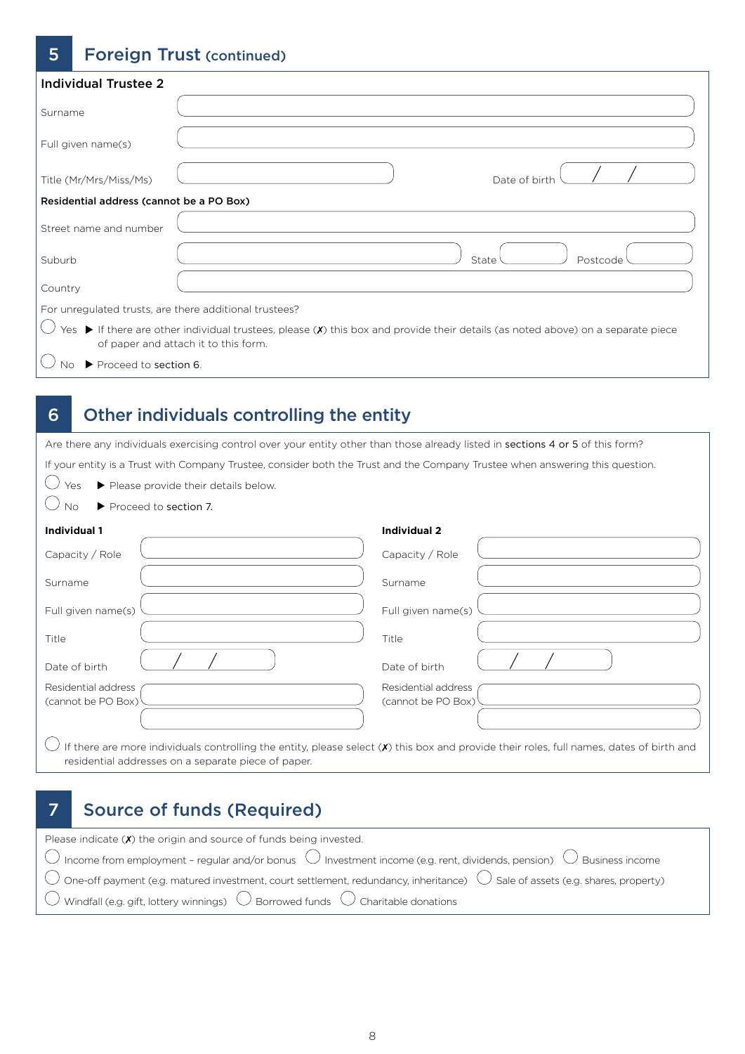## 5 Foreign Trust (continued)

**Individual Trustee 2**

Surname

Full given name(s)

Title (Mr/Mrs/Miss/Ms)

Date of birth / /

**Residential address (cannot be a PO Box)**

Street name and number

Suburb

State

Postcode

Country

For unregulated trusts, are there additional trustees?

- ◯ Yes ▶ If there are other individual trustees, please (✗) this box and provide their details (as noted above) on a separate piece of paper and attach it to this form.
- ◯ No ▶ Proceed to section 6.

## 6 Other individuals controlling the entity

Are there any individuals exercising control over your entity other than those already listed in sections 4 or 5 of this form?

If your entity is a Trust with Company Trustee, consider both the Trust and the Company Trustee when answering this question.

- ◯ Yes ▶ Please provide their details below.
- ◯ No ▶ Proceed to section 7.

**Individual 1**

Capacity / Role

Surname

Full given name(s)

Title

Date of birth / /

Residential address (cannot be PO Box)

**Individual 2**

Capacity / Role

Surname

Full given name(s)

Title

Date of birth / /

Residential address (cannot be PO Box)

◯ If there are more individuals controlling the entity, please select (✗) this box and provide their roles, full names, dates of birth and residential addresses on a separate piece of paper.

## 7 Source of funds (Required)

Please indicate (✗) the origin and source of funds being invested.

- ◯ Income from employment – regular and/or bonus
- ◯ Investment income (e.g. rent, dividends, pension)
- ◯ Business income
- ◯ One-off payment (e.g. matured investment, court settlement, redundancy, inheritance)
- ◯ Sale of assets (e.g. shares, property)
- ◯ Windfall (e.g. gift, lottery winnings)
- ◯ Borrowed funds
- ◯ Charitable donations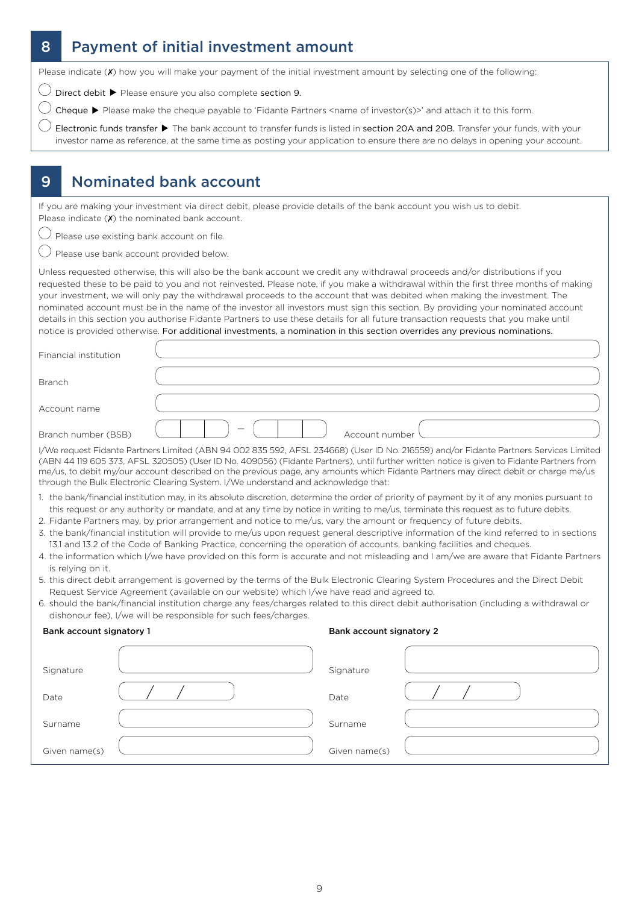## 8 Payment of initial investment amount

Please indicate (✗) how you will make your payment of the initial investment amount by selecting one of the following:

- ◯ Direct debit ▶ Please ensure you also complete section 9.
- ◯ Cheque ▶ Please make the cheque payable to 'Fidante Partners <name of investor(s)>' and attach it to this form.
- ◯ Electronic funds transfer ▶ The bank account to transfer funds is listed in section 20A and 20B. Transfer your funds, with your investor name as reference, at the same time as posting your application to ensure there are no delays in opening your account.

## 9 Nominated bank account

If you are making your investment via direct debit, please provide details of the bank account you wish us to debit. Please indicate (✗) the nominated bank account.

- ◯ Please use existing bank account on file.
- ◯ Please use bank account provided below.

Unless requested otherwise, this will also be the bank account we credit any withdrawal proceeds and/or distributions if you requested these to be paid to you and not reinvested. Please note, if you make a withdrawal within the first three months of making your investment, we will only pay the withdrawal proceeds to the account that was debited when making the investment. The nominated account must be in the name of the investor all investors must sign this section. By providing your nominated account details in this section you authorise Fidante Partners to use these details for all future transaction requests that you make until notice is provided otherwise. For additional investments, a nomination in this section overrides any previous nominations.

Financial institution

Branch

Account name

Branch number (BSB) ___ – ___ Account number

I/We request Fidante Partners Limited (ABN 94 002 835 592, AFSL 234668) (User ID No. 216559) and/or Fidante Partners Services Limited (ABN 44 119 605 373, AFSL 320505) (User ID No. 409056) (Fidante Partners), until further written notice is given to Fidante Partners from me/us, to debit my/our account described on the previous page, any amounts which Fidante Partners may direct debit or charge me/us through the Bulk Electronic Clearing System. I/We understand and acknowledge that:

1. the bank/financial institution may, in its absolute discretion, determine the order of priority of payment by it of any monies pursuant to this request or any authority or mandate, and at any time by notice in writing to me/us, terminate this request as to future debits.
2. Fidante Partners may, by prior arrangement and notice to me/us, vary the amount or frequency of future debits.
3. the bank/financial institution will provide to me/us upon request general descriptive information of the kind referred to in sections 13.1 and 13.2 of the Code of Banking Practice, concerning the operation of accounts, banking facilities and cheques.
4. the information which I/we have provided on this form is accurate and not misleading and I am/we are aware that Fidante Partners is relying on it.
5. this direct debit arrangement is governed by the terms of the Bulk Electronic Clearing System Procedures and the Direct Debit Request Service Agreement (available on our website) which I/we have read and agreed to.
6. should the bank/financial institution charge any fees/charges related to this direct debit authorisation (including a withdrawal or dishonour fee), I/we will be responsible for such fees/charges.

| **Bank account signatory 1** | | **Bank account signatory 2** | |
|---|---|---|---|
| Signature | | Signature | |
| Date | / / | Date | / / |
| Surname | | Surname | |
| Given name(s) | | Given name(s) | |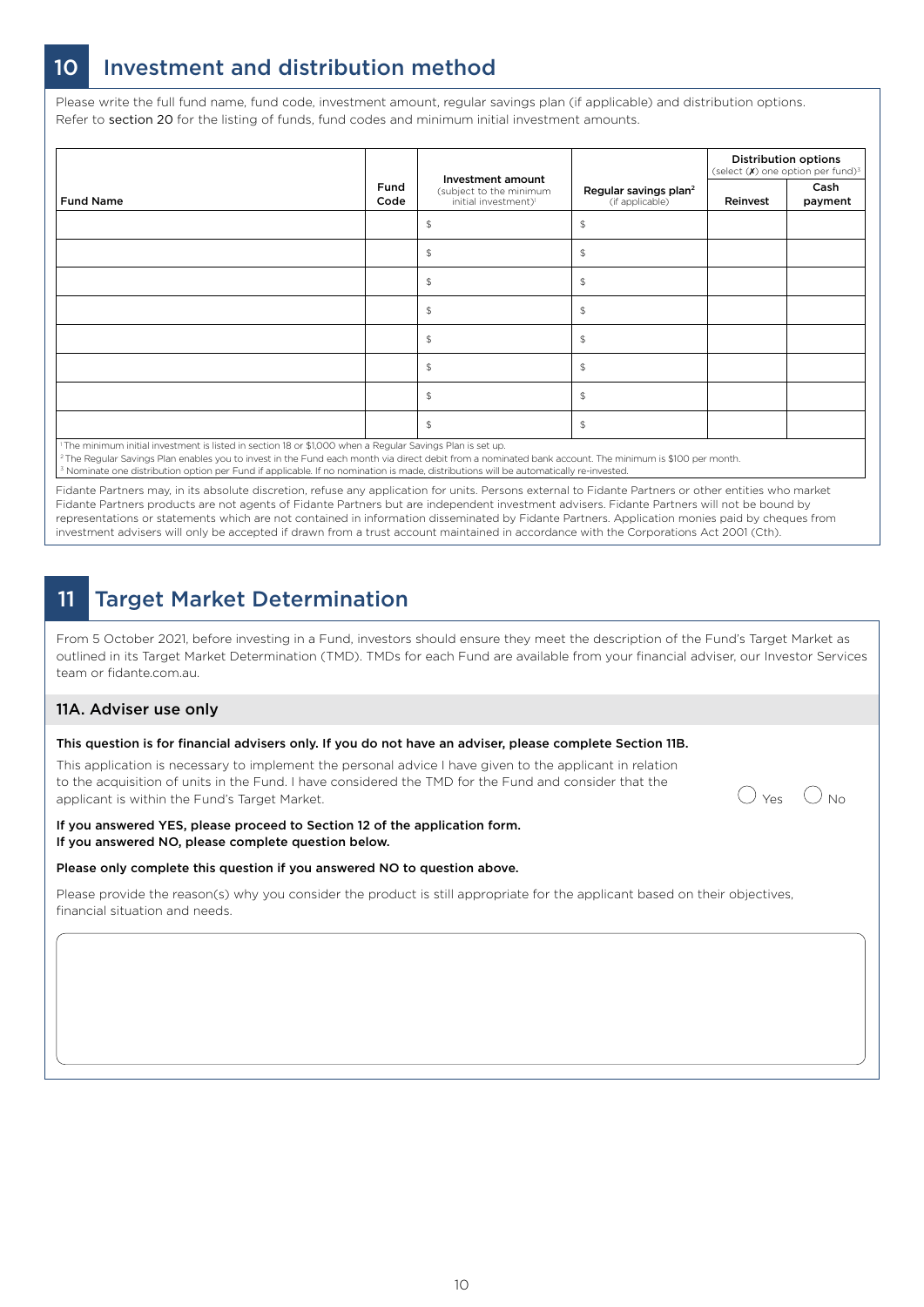## 10 Investment and distribution method

Please write the full fund name, fund code, investment amount, regular savings plan (if applicable) and distribution options. Refer to section 20 for the listing of funds, fund codes and minimum initial investment amounts.

| Fund Name | Fund Code | Investment amount (subject to the minimum initial investment)[1] | Regular savings plan[2] (if applicable) | Distribution options (select (✗) one option per fund)[3] | |
|---|---|---|---|---|---|
| | | | | Reinvest | Cash payment |
| | | $ | $ | | |
| | | $ | $ | | |
| | | $ | $ | | |
| | | $ | $ | | |
| | | $ | $ | | |
| | | $ | $ | | |
| | | $ | $ | | |
| | | $ | $ | | |

[1] The minimum initial investment is listed in section 18 or $1,000 when a Regular Savings Plan is set up.
[2] The Regular Savings Plan enables you to invest in the Fund each month via direct debit from a nominated bank account. The minimum is $100 per month.
[3] Nominate one distribution option per Fund if applicable. If no nomination is made, distributions will be automatically re-invested.

Fidante Partners may, in its absolute discretion, refuse any application for units. Persons external to Fidante Partners or other entities who market Fidante Partners products are not agents of Fidante Partners but are independent investment advisers. Fidante Partners will not be bound by representations or statements which are not contained in information disseminated by Fidante Partners. Application monies paid by cheques from investment advisers will only be accepted if drawn from a trust account maintained in accordance with the Corporations Act 2001 (Cth).

## 11 Target Market Determination

From 5 October 2021, before investing in a Fund, investors should ensure they meet the description of the Fund's Target Market as outlined in its Target Market Determination (TMD). TMDs for each Fund are available from your financial adviser, our Investor Services team or fidante.com.au.

### 11A. Adviser use only

**This question is for financial advisers only. If you do not have an adviser, please complete Section 11B.**

This application is necessary to implement the personal advice I have given to the applicant in relation to the acquisition of units in the Fund. I have considered the TMD for the Fund and consider that the applicant is within the Fund's Target Market.

◯ Yes ◯ No

**If you answered YES, please proceed to Section 12 of the application form.**
**If you answered NO, please complete question below.**

**Please only complete this question if you answered NO to question above.**

Please provide the reason(s) why you consider the product is still appropriate for the applicant based on their objectives, financial situation and needs.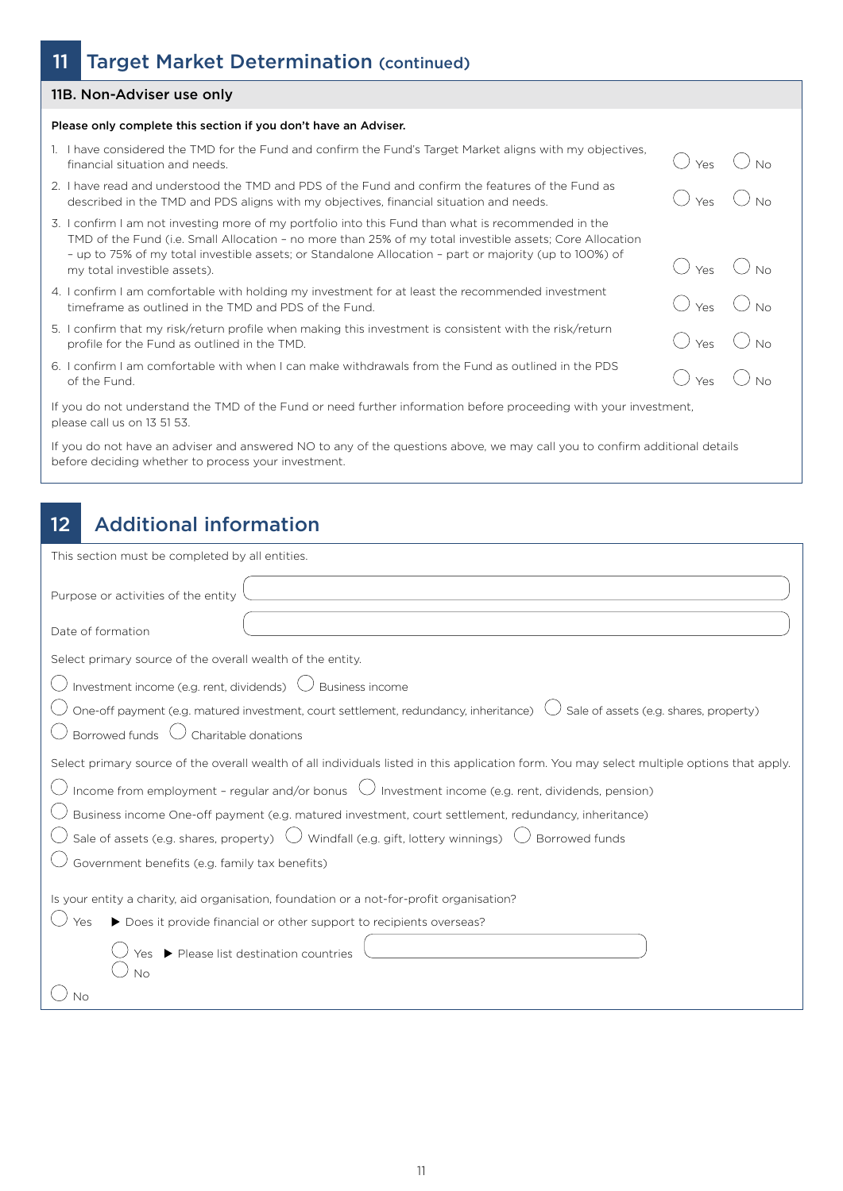## 11 Target Market Determination (continued)

### 11B. Non-Adviser use only

**Please only complete this section if you don't have an Adviser.**

1. I have considered the TMD for the Fund and confirm the Fund's Target Market aligns with my objectives, financial situation and needs. ◯ Yes ◯ No
2. I have read and understood the TMD and PDS of the Fund and confirm the features of the Fund as described in the TMD and PDS aligns with my objectives, financial situation and needs. ◯ Yes ◯ No
3. I confirm I am not investing more of my portfolio into this Fund than what is recommended in the TMD of the Fund (i.e. Small Allocation – no more than 25% of my total investible assets; Core Allocation – up to 75% of my total investible assets; or Standalone Allocation – part or majority (up to 100%) of my total investible assets). ◯ Yes ◯ No
4. I confirm I am comfortable with holding my investment for at least the recommended investment timeframe as outlined in the TMD and PDS of the Fund. ◯ Yes ◯ No
5. I confirm that my risk/return profile when making this investment is consistent with the risk/return profile for the Fund as outlined in the TMD. ◯ Yes ◯ No
6. I confirm I am comfortable with when I can make withdrawals from the Fund as outlined in the PDS of the Fund. ◯ Yes ◯ No

If you do not understand the TMD of the Fund or need further information before proceeding with your investment, please call us on 13 51 53.

If you do not have an adviser and answered NO to any of the questions above, we may call you to confirm additional details before deciding whether to process your investment.

## 12 Additional information

This section must be completed by all entities.

Purpose or activities of the entity ______________________

Date of formation ______________________

Select primary source of the overall wealth of the entity.

◯ Investment income (e.g. rent, dividends) ◯ Business income

◯ One-off payment (e.g. matured investment, court settlement, redundancy, inheritance) ◯ Sale of assets (e.g. shares, property)

◯ Borrowed funds ◯ Charitable donations

Select primary source of the overall wealth of all individuals listed in this application form. You may select multiple options that apply.

◯ Income from employment – regular and/or bonus ◯ Investment income (e.g. rent, dividends, pension)

◯ Business income One-off payment (e.g. matured investment, court settlement, redundancy, inheritance)

◯ Sale of assets (e.g. shares, property) ◯ Windfall (e.g. gift, lottery winnings) ◯ Borrowed funds

◯ Government benefits (e.g. family tax benefits)

Is your entity a charity, aid organisation, foundation or a not-for-profit organisation?

◯ Yes ▶ Does it provide financial or other support to recipients overseas?

◯ Yes ▶ Please list destination countries ______________________

◯ No

◯ No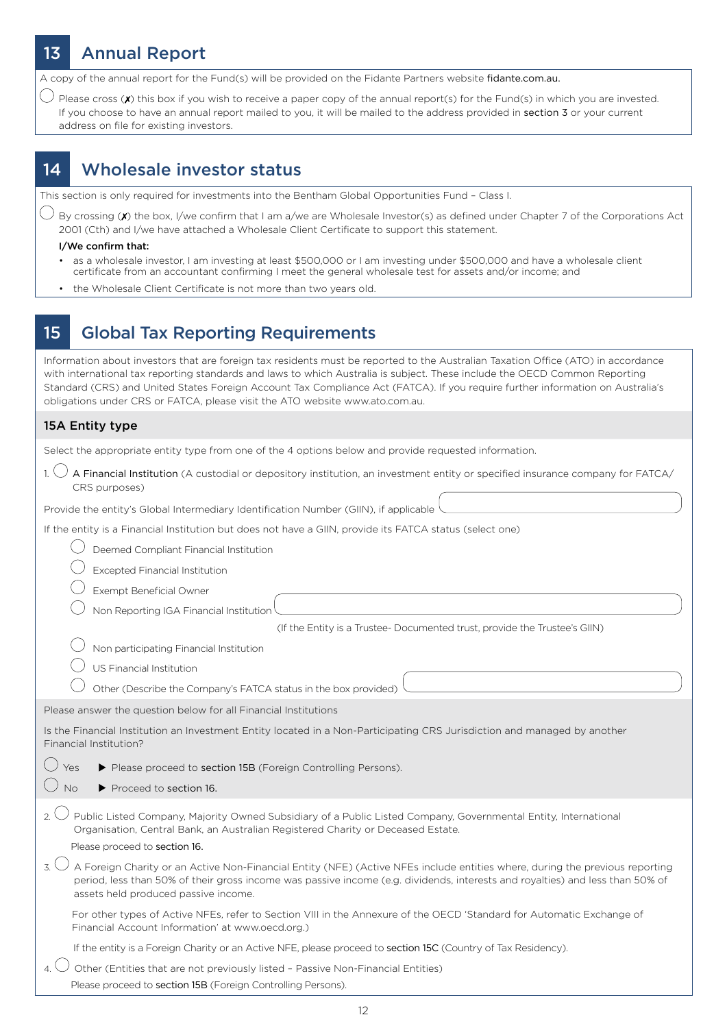## 13 Annual Report

A copy of the annual report for the Fund(s) will be provided on the Fidante Partners website fidante.com.au.

◯ Please cross (✗) this box if you wish to receive a paper copy of the annual report(s) for the Fund(s) in which you are invested. If you choose to have an annual report mailed to you, it will be mailed to the address provided in section 3 or your current address on file for existing investors.

## 14 Wholesale investor status

This section is only required for investments into the Bentham Global Opportunities Fund – Class I.

◯ By crossing (✗) the box, I/we confirm that I am a/we are Wholesale Investor(s) as defined under Chapter 7 of the Corporations Act 2001 (Cth) and I/we have attached a Wholesale Client Certificate to support this statement.

**I/We confirm that:**

- as a wholesale investor, I am investing at least $500,000 or I am investing under $500,000 and have a wholesale client certificate from an accountant confirming I meet the general wholesale test for assets and/or income; and
- the Wholesale Client Certificate is not more than two years old.

## 15 Global Tax Reporting Requirements

Information about investors that are foreign tax residents must be reported to the Australian Taxation Office (ATO) in accordance with international tax reporting standards and laws to which Australia is subject. These include the OECD Common Reporting Standard (CRS) and United States Foreign Account Tax Compliance Act (FATCA). If you require further information on Australia's obligations under CRS or FATCA, please visit the ATO website www.ato.com.au.

### 15A Entity type

Select the appropriate entity type from one of the 4 options below and provide requested information.

1. ◯ A Financial Institution (A custodial or depository institution, an investment entity or specified insurance company for FATCA/CRS purposes)

Provide the entity's Global Intermediary Identification Number (GIIN), if applicable

If the entity is a Financial Institution but does not have a GIIN, provide its FATCA status (select one)

- ◯ Deemed Compliant Financial Institution
- ◯ Excepted Financial Institution
- ◯ Exempt Beneficial Owner
- ◯ Non Reporting IGA Financial Institution

  (If the Entity is a Trustee- Documented trust, provide the Trustee's GIIN)
- ◯ Non participating Financial Institution
- ◯ US Financial Institution
- ◯ Other (Describe the Company's FATCA status in the box provided)

Please answer the question below for all Financial Institutions

Is the Financial Institution an Investment Entity located in a Non-Participating CRS Jurisdiction and managed by another Financial Institution?

◯ Yes ▶ Please proceed to section 15B (Foreign Controlling Persons).

◯ No ▶ Proceed to section 16.

2. ◯ Public Listed Company, Majority Owned Subsidiary of a Public Listed Company, Governmental Entity, International Organisation, Central Bank, an Australian Registered Charity or Deceased Estate.

   Please proceed to section 16.

3. ◯ A Foreign Charity or an Active Non-Financial Entity (NFE) (Active NFEs include entities where, during the previous reporting period, less than 50% of their gross income was passive income (e.g. dividends, interests and royalties) and less than 50% of assets held produced passive income.

   For other types of Active NFEs, refer to Section VIII in the Annexure of the OECD 'Standard for Automatic Exchange of Financial Account Information' at www.oecd.org.)

   If the entity is a Foreign Charity or an Active NFE, please proceed to section 15C (Country of Tax Residency).

4. ◯ Other (Entities that are not previously listed – Passive Non-Financial Entities)

   Please proceed to section 15B (Foreign Controlling Persons).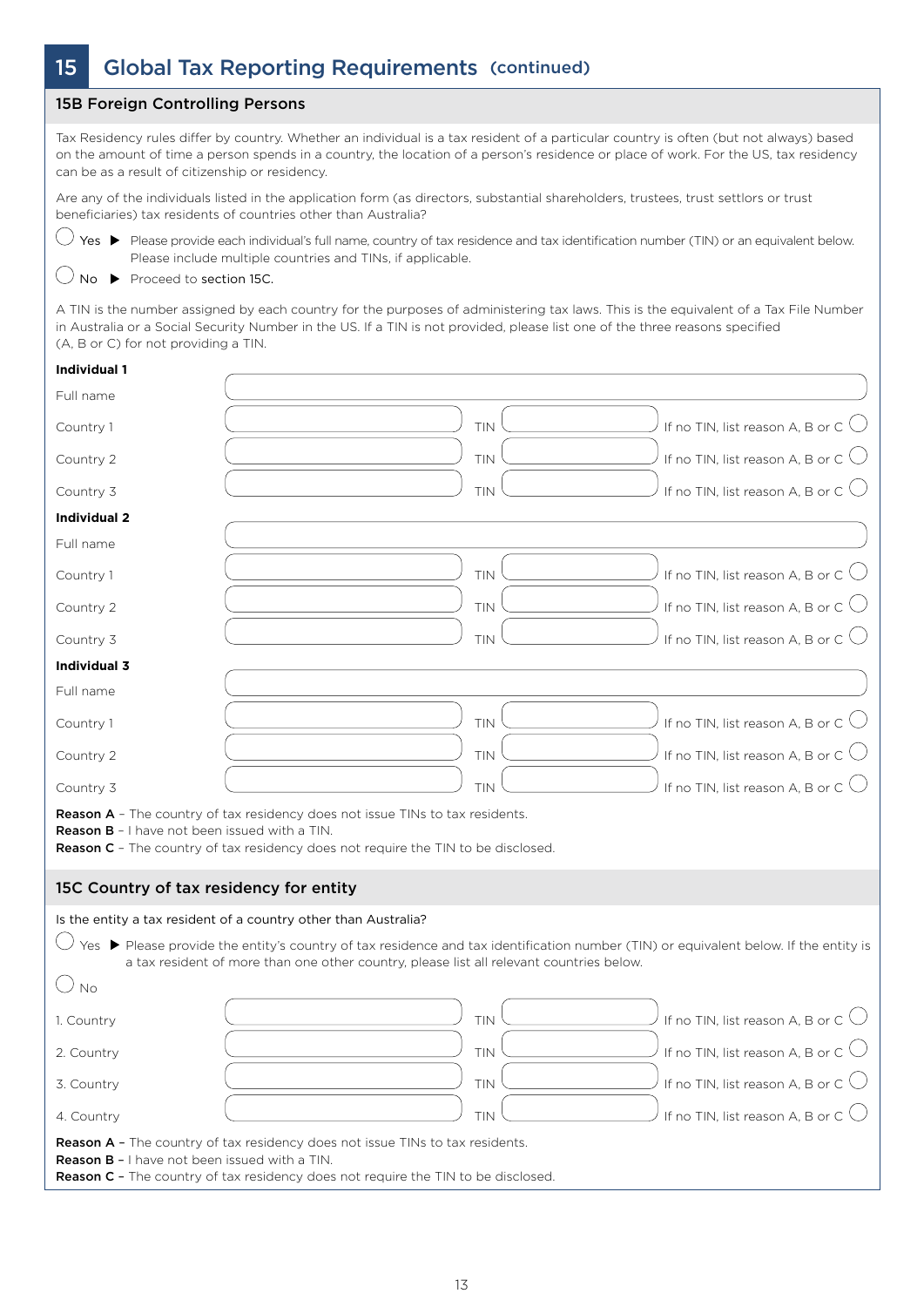## 15 Global Tax Reporting Requirements (continued)

### 15B Foreign Controlling Persons

Tax Residency rules differ by country. Whether an individual is a tax resident of a particular country is often (but not always) based on the amount of time a person spends in a country, the location of a person's residence or place of work. For the US, tax residency can be as a result of citizenship or residency.

Are any of the individuals listed in the application form (as directors, substantial shareholders, trustees, trust settlors or trust beneficiaries) tax residents of countries other than Australia?

◯ Yes ▶ Please provide each individual's full name, country of tax residence and tax identification number (TIN) or an equivalent below. Please include multiple countries and TINs, if applicable.

◯ No ▶ Proceed to **section 15C.**

A TIN is the number assigned by each country for the purposes of administering tax laws. This is the equivalent of a Tax File Number in Australia or a Social Security Number in the US. If a TIN is not provided, please list one of the three reasons specified (A, B or C) for not providing a TIN.

**Individual 1**

| | | | | |
|---|---|---|---|---|
| Full name | | | | |
| Country 1 | | TIN | | If no TIN, list reason A, B or C ◯ |
| Country 2 | | TIN | | If no TIN, list reason A, B or C ◯ |
| Country 3 | | TIN | | If no TIN, list reason A, B or C ◯ |

**Individual 2**

| | | | | |
|---|---|---|---|---|
| Full name | | | | |
| Country 1 | | TIN | | If no TIN, list reason A, B or C ◯ |
| Country 2 | | TIN | | If no TIN, list reason A, B or C ◯ |
| Country 3 | | TIN | | If no TIN, list reason A, B or C ◯ |

**Individual 3**

| | | | | |
|---|---|---|---|---|
| Full name | | | | |
| Country 1 | | TIN | | If no TIN, list reason A, B or C ◯ |
| Country 2 | | TIN | | If no TIN, list reason A, B or C ◯ |
| Country 3 | | TIN | | If no TIN, list reason A, B or C ◯ |

**Reason A** – The country of tax residency does not issue TINs to tax residents.
**Reason B** – I have not been issued with a TIN.
**Reason C** – The country of tax residency does not require the TIN to be disclosed.

### 15C Country of tax residency for entity

Is the entity a tax resident of a country other than Australia?

◯ Yes ▶ Please provide the entity's country of tax residence and tax identification number (TIN) or equivalent below. If the entity is a tax resident of more than one other country, please list all relevant countries below.

◯ No

| | | | | |
|---|---|---|---|---|
| 1. Country | | TIN | | If no TIN, list reason A, B or C ◯ |
| 2. Country | | TIN | | If no TIN, list reason A, B or C ◯ |
| 3. Country | | TIN | | If no TIN, list reason A, B or C ◯ |
| 4. Country | | TIN | | If no TIN, list reason A, B or C ◯ |

**Reason A** – The country of tax residency does not issue TINs to tax residents.
**Reason B** – I have not been issued with a TIN.
**Reason C** – The country of tax residency does not require the TIN to be disclosed.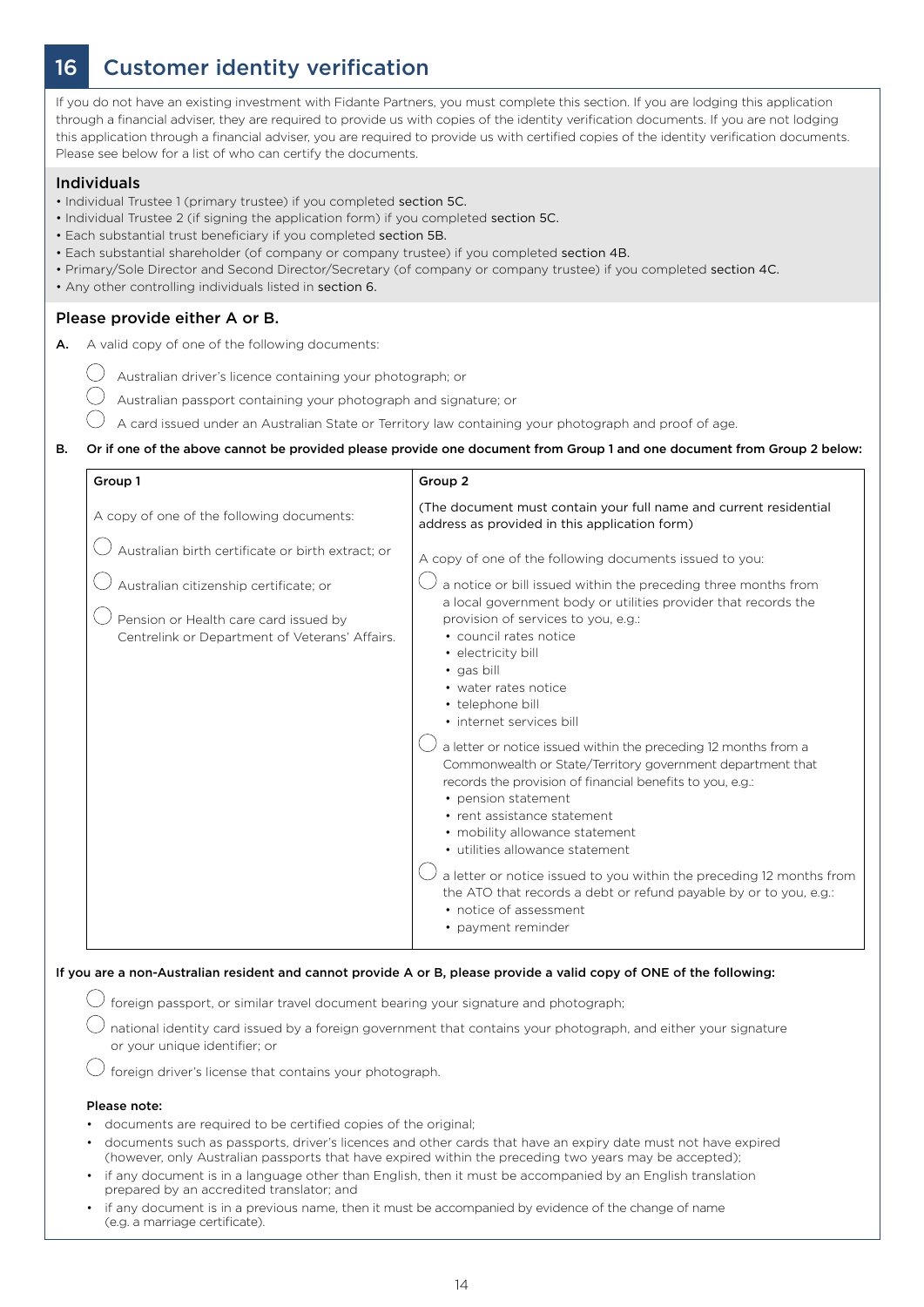# 16 Customer identity verification

If you do not have an existing investment with Fidante Partners, you must complete this section. If you are lodging this application through a financial adviser, they are required to provide us with copies of the identity verification documents. If you are not lodging this application through a financial adviser, you are required to provide us with certified copies of the identity verification documents. Please see below for a list of who can certify the documents.

## Individuals

- Individual Trustee 1 (primary trustee) if you completed section 5C.
- Individual Trustee 2 (if signing the application form) if you completed section 5C.
- Each substantial trust beneficiary if you completed section 5B.
- Each substantial shareholder (of company or company trustee) if you completed section 4B.
- Primary/Sole Director and Second Director/Secretary (of company or company trustee) if you completed section 4C.
- Any other controlling individuals listed in section 6.

## Please provide either A or B.

**A.** A valid copy of one of the following documents:

- ◯ Australian driver's licence containing your photograph; or
- ◯ Australian passport containing your photograph and signature; or
- ◯ A card issued under an Australian State or Territory law containing your photograph and proof of age.

**B. Or if one of the above cannot be provided please provide one document from Group 1 and one document from Group 2 below:**

| Group 1 | Group 2 |
|---|---|
| A copy of one of the following documents:<br><br>◯ Australian birth certificate or birth extract; or<br><br>◯ Australian citizenship certificate; or<br><br>◯ Pension or Health care card issued by Centrelink or Department of Veterans' Affairs. | (The document must contain your full name and current residential address as provided in this application form)<br><br>A copy of one of the following documents issued to you:<br><br>◯ a notice or bill issued within the preceding three months from a local government body or utilities provider that records the provision of services to you, e.g.:<br>• council rates notice<br>• electricity bill<br>• gas bill<br>• water rates notice<br>• telephone bill<br>• internet services bill<br><br>◯ a letter or notice issued within the preceding 12 months from a Commonwealth or State/Territory government department that records the provision of financial benefits to you, e.g.:<br>• pension statement<br>• rent assistance statement<br>• mobility allowance statement<br>• utilities allowance statement<br><br>◯ a letter or notice issued to you within the preceding 12 months from the ATO that records a debt or refund payable by or to you, e.g.:<br>• notice of assessment<br>• payment reminder |

**If you are a non-Australian resident and cannot provide A or B, please provide a valid copy of ONE of the following:**

- ◯ foreign passport, or similar travel document bearing your signature and photograph;
- ◯ national identity card issued by a foreign government that contains your photograph, and either your signature or your unique identifier; or
- ◯ foreign driver's license that contains your photograph.

**Please note:**

- documents are required to be certified copies of the original;
- documents such as passports, driver's licences and other cards that have an expiry date must not have expired (however, only Australian passports that have expired within the preceding two years may be accepted);
- if any document is in a language other than English, then it must be accompanied by an English translation prepared by an accredited translator; and
- if any document is in a previous name, then it must be accompanied by evidence of the change of name (e.g. a marriage certificate).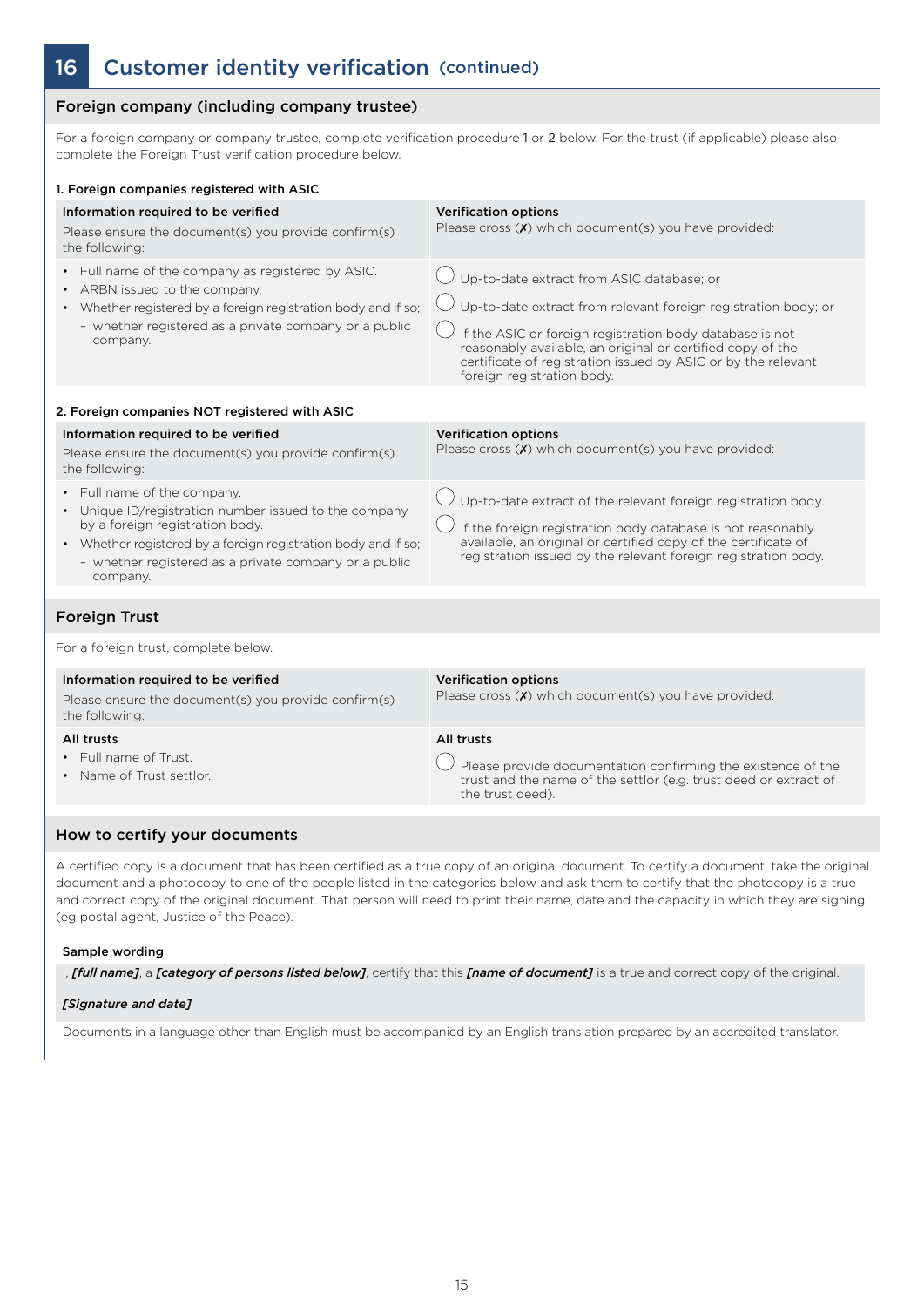# 16 Customer identity verification (continued)

## Foreign company (including company trustee)

For a foreign company or company trustee, complete verification procedure 1 or 2 below. For the trust (if applicable) please also complete the Foreign Trust verification procedure below.

### 1. Foreign companies registered with ASIC

| **Information required to be verified**<br>Please ensure the document(s) you provide confirm(s) the following: | **Verification options**<br>Please cross (✗) which document(s) you have provided: |
|---|---|
| • Full name of the company as registered by ASIC.<br>• ARBN issued to the company.<br>• Whether registered by a foreign registration body and if so;<br>  – whether registered as a private company or a public company. | ◯ Up-to-date extract from ASIC database; or<br>◯ Up-to-date extract from relevant foreign registration body; or<br>◯ If the ASIC or foreign registration body database is not reasonably available, an original or certified copy of the certificate of registration issued by ASIC or by the relevant foreign registration body. |

### 2. Foreign companies NOT registered with ASIC

| **Information required to be verified**<br>Please ensure the document(s) you provide confirm(s) the following: | **Verification options**<br>Please cross (✗) which document(s) you have provided: |
|---|---|
| • Full name of the company.<br>• Unique ID/registration number issued to the company by a foreign registration body.<br>• Whether registered by a foreign registration body and if so;<br>  – whether registered as a private company or a public company. | ◯ Up-to-date extract of the relevant foreign registration body.<br>◯ If the foreign registration body database is not reasonably available, an original or certified copy of the certificate of registration issued by the relevant foreign registration body. |

## Foreign Trust

For a foreign trust, complete below.

| **Information required to be verified**<br>Please ensure the document(s) you provide confirm(s) the following: | **Verification options**<br>Please cross (✗) which document(s) you have provided: |
|---|---|
| **All trusts**<br>• Full name of Trust.<br>• Name of Trust settlor. | **All trusts**<br>◯ Please provide documentation confirming the existence of the trust and the name of the settlor (e.g. trust deed or extract of the trust deed). |

## How to certify your documents

A certified copy is a document that has been certified as a true copy of an original document. To certify a document, take the original document and a photocopy to one of the people listed in the categories below and ask them to certify that the photocopy is a true and correct copy of the original document. That person will need to print their name, date and the capacity in which they are signing (eg postal agent, Justice of the Peace).

**Sample wording**

I, ***[full name]***, a ***[category of persons listed below]***, certify that this ***[name of document]*** is a true and correct copy of the original.

***[Signature and date]***

Documents in a language other than English must be accompanied by an English translation prepared by an accredited translator.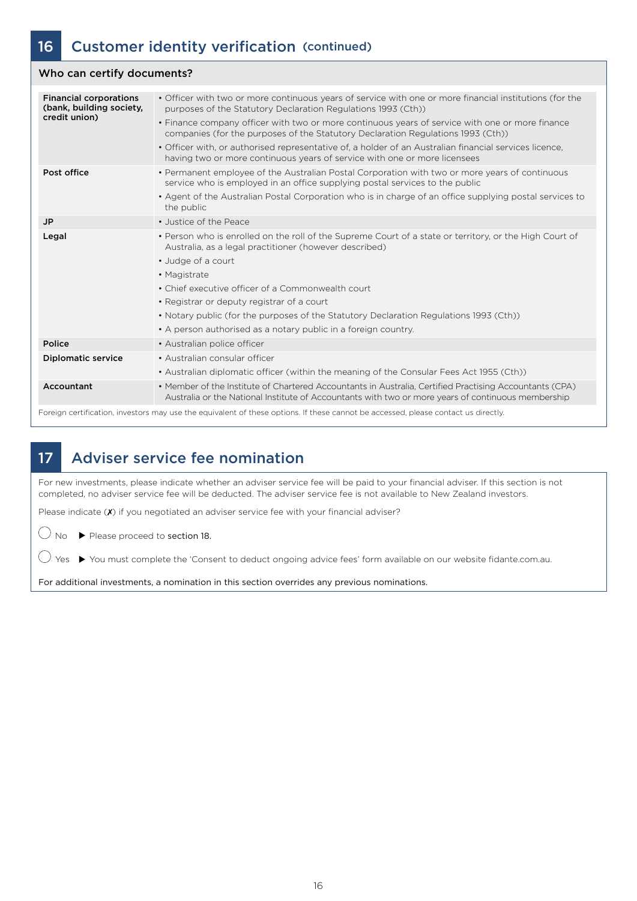## 16 Customer identity verification (continued)

### Who can certify documents?

| | |
|---|---|
| **Financial corporations (bank, building society, credit union)** | • Officer with two or more continuous years of service with one or more financial institutions (for the purposes of the Statutory Declaration Regulations 1993 (Cth))<br>• Finance company officer with two or more continuous years of service with one or more finance companies (for the purposes of the Statutory Declaration Regulations 1993 (Cth))<br>• Officer with, or authorised representative of, a holder of an Australian financial services licence, having two or more continuous years of service with one or more licensees |
| **Post office** | • Permanent employee of the Australian Postal Corporation with two or more years of continuous service who is employed in an office supplying postal services to the public<br>• Agent of the Australian Postal Corporation who is in charge of an office supplying postal services to the public |
| **JP** | • Justice of the Peace |
| **Legal** | • Person who is enrolled on the roll of the Supreme Court of a state or territory, or the High Court of Australia, as a legal practitioner (however described)<br>• Judge of a court<br>• Magistrate<br>• Chief executive officer of a Commonwealth court<br>• Registrar or deputy registrar of a court<br>• Notary public (for the purposes of the Statutory Declaration Regulations 1993 (Cth))<br>• A person authorised as a notary public in a foreign country. |
| **Police** | • Australian police officer |
| **Diplomatic service** | • Australian consular officer<br>• Australian diplomatic officer (within the meaning of the Consular Fees Act 1955 (Cth)) |
| **Accountant** | • Member of the Institute of Chartered Accountants in Australia, Certified Practising Accountants (CPA) Australia or the National Institute of Accountants with two or more years of continuous membership |

Foreign certification, investors may use the equivalent of these options. If these cannot be accessed, please contact us directly.

## 17 Adviser service fee nomination

For new investments, please indicate whether an adviser service fee will be paid to your financial adviser. If this section is not completed, no adviser service fee will be deducted. The adviser service fee is not available to New Zealand investors.

Please indicate (✗) if you negotiated an adviser service fee with your financial adviser?

◯ No ▶ Please proceed to section 18.

◯ Yes ▶ You must complete the 'Consent to deduct ongoing advice fees' form available on our website fidante.com.au.

For additional investments, a nomination in this section overrides any previous nominations.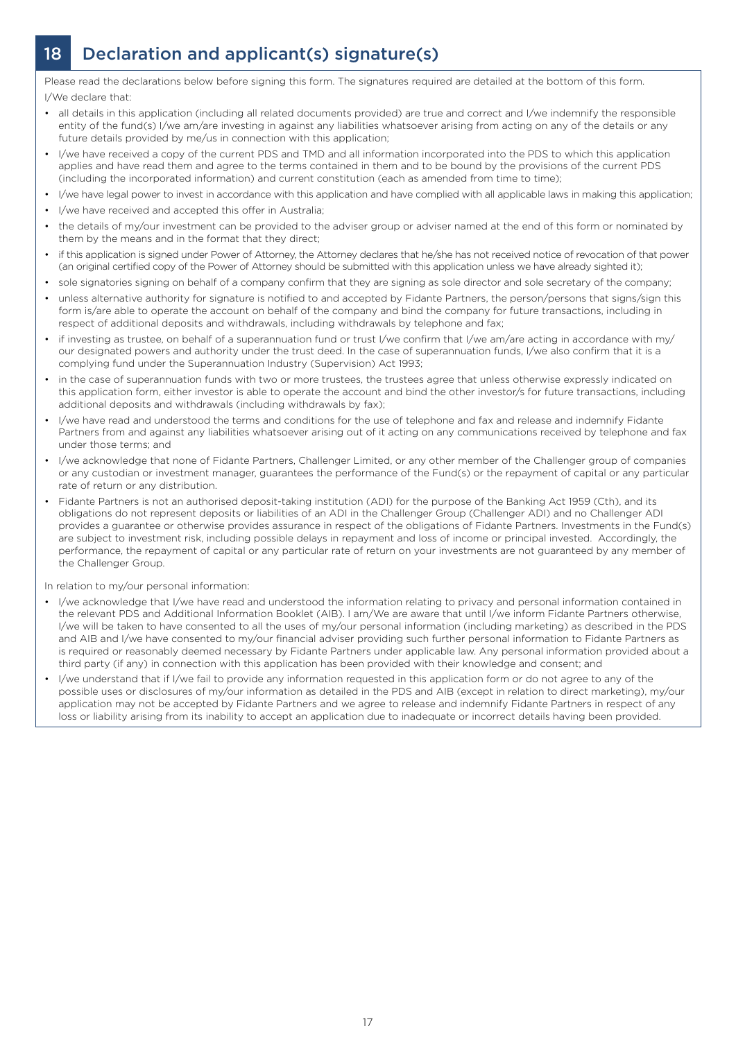## 18 Declaration and applicant(s) signature(s)

Please read the declarations below before signing this form. The signatures required are detailed at the bottom of this form.

I/We declare that:

- all details in this application (including all related documents provided) are true and correct and I/we indemnify the responsible entity of the fund(s) I/we am/are investing in against any liabilities whatsoever arising from acting on any of the details or any future details provided by me/us in connection with this application;
- I/we have received a copy of the current PDS and TMD and all information incorporated into the PDS to which this application applies and have read them and agree to the terms contained in them and to be bound by the provisions of the current PDS (including the incorporated information) and current constitution (each as amended from time to time);
- I/we have legal power to invest in accordance with this application and have complied with all applicable laws in making this application;
- I/we have received and accepted this offer in Australia;
- the details of my/our investment can be provided to the adviser group or adviser named at the end of this form or nominated by them by the means and in the format that they direct;
- if this application is signed under Power of Attorney, the Attorney declares that he/she has not received notice of revocation of that power (an original certified copy of the Power of Attorney should be submitted with this application unless we have already sighted it);
- sole signatories signing on behalf of a company confirm that they are signing as sole director and sole secretary of the company;
- unless alternative authority for signature is notified to and accepted by Fidante Partners, the person/persons that signs/sign this form is/are able to operate the account on behalf of the company and bind the company for future transactions, including in respect of additional deposits and withdrawals, including withdrawals by telephone and fax;
- if investing as trustee, on behalf of a superannuation fund or trust I/we confirm that I/we am/are acting in accordance with my/our designated powers and authority under the trust deed. In the case of superannuation funds, I/we also confirm that it is a complying fund under the Superannuation Industry (Supervision) Act 1993;
- in the case of superannuation funds with two or more trustees, the trustees agree that unless otherwise expressly indicated on this application form, either investor is able to operate the account and bind the other investor/s for future transactions, including additional deposits and withdrawals (including withdrawals by fax);
- I/we have read and understood the terms and conditions for the use of telephone and fax and release and indemnify Fidante Partners from and against any liabilities whatsoever arising out of it acting on any communications received by telephone and fax under those terms; and
- I/we acknowledge that none of Fidante Partners, Challenger Limited, or any other member of the Challenger group of companies or any custodian or investment manager, guarantees the performance of the Fund(s) or the repayment of capital or any particular rate of return or any distribution.
- Fidante Partners is not an authorised deposit-taking institution (ADI) for the purpose of the Banking Act 1959 (Cth), and its obligations do not represent deposits or liabilities of an ADI in the Challenger Group (Challenger ADI) and no Challenger ADI provides a guarantee or otherwise provides assurance in respect of the obligations of Fidante Partners. Investments in the Fund(s) are subject to investment risk, including possible delays in repayment and loss of income or principal invested. Accordingly, the performance, the repayment of capital or any particular rate of return on your investments are not guaranteed by any member of the Challenger Group.

In relation to my/our personal information:

- I/we acknowledge that I/we have read and understood the information relating to privacy and personal information contained in the relevant PDS and Additional Information Booklet (AIB). I am/We are aware that until I/we inform Fidante Partners otherwise, I/we will be taken to have consented to all the uses of my/our personal information (including marketing) as described in the PDS and AIB and I/we have consented to my/our financial adviser providing such further personal information to Fidante Partners as is required or reasonably deemed necessary by Fidante Partners under applicable law. Any personal information provided about a third party (if any) in connection with this application has been provided with their knowledge and consent; and
- I/we understand that if I/we fail to provide any information requested in this application form or do not agree to any of the possible uses or disclosures of my/our information as detailed in the PDS and AIB (except in relation to direct marketing), my/our application may not be accepted by Fidante Partners and we agree to release and indemnify Fidante Partners in respect of any loss or liability arising from its inability to accept an application due to inadequate or incorrect details having been provided.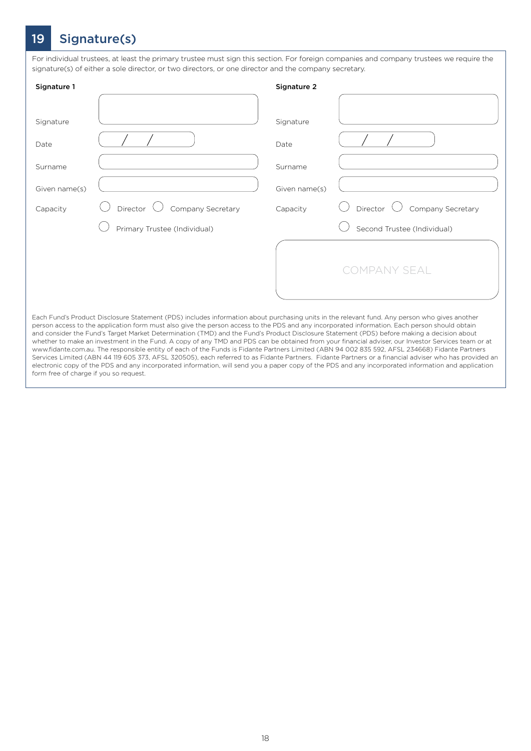## 19 Signature(s)

For individual trustees, at least the primary trustee must sign this section. For foreign companies and company trustees we require the signature(s) of either a sole director, or two directors, or one director and the company secretary.

| | Signature 1 | Signature 2 |
|---|---|---|
| Signature | | |
| Date | / / | / / |
| Surname | | |
| Given name(s) | | |
| Capacity | ◯ Director ◯ Company Secretary | ◯ Director ◯ Company Secretary |
| | ◯ Primary Trustee (Individual) | ◯ Second Trustee (Individual) |

COMPANY SEAL

Each Fund's Product Disclosure Statement (PDS) includes information about purchasing units in the relevant fund. Any person who gives another person access to the application form must also give the person access to the PDS and any incorporated information. Each person should obtain and consider the Fund's Target Market Determination (TMD) and the Fund's Product Disclosure Statement (PDS) before making a decision about whether to make an investment in the Fund. A copy of any TMD and PDS can be obtained from your financial adviser, our Investor Services team or at www.fidante.com.au. The responsible entity of each of the Funds is Fidante Partners Limited (ABN 94 002 835 592, AFSL 234668) Fidante Partners Services Limited (ABN 44 119 605 373, AFSL 320505), each referred to as Fidante Partners. Fidante Partners or a financial adviser who has provided an electronic copy of the PDS and any incorporated information, will send you a paper copy of the PDS and any incorporated information and application form free of charge if you so request.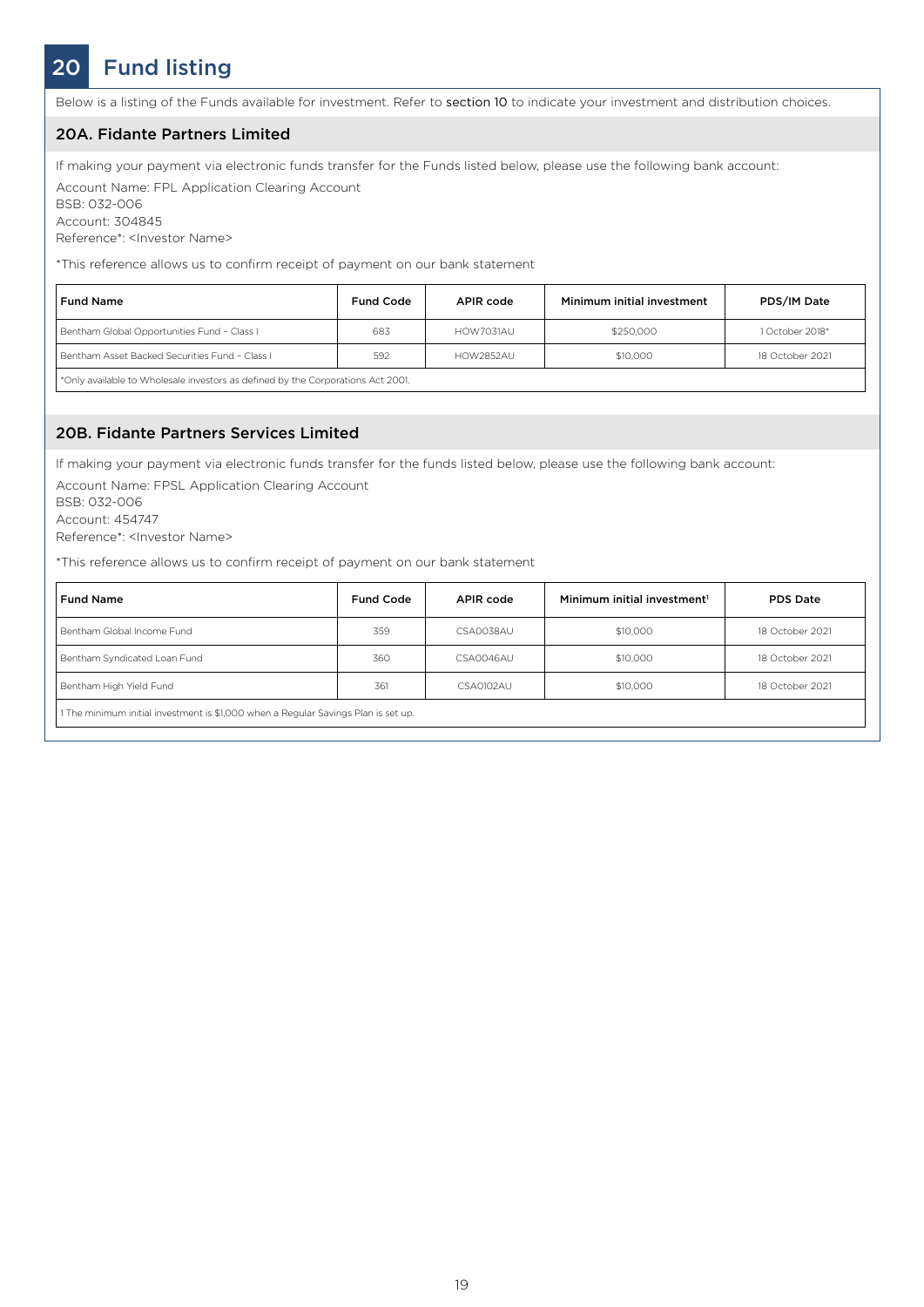# 20 Fund listing

Below is a listing of the Funds available for investment. Refer to section 10 to indicate your investment and distribution choices.

## 20A. Fidante Partners Limited

If making your payment via electronic funds transfer for the Funds listed below, please use the following bank account:

Account Name: FPL Application Clearing Account
BSB: 032-006
Account: 304845
Reference*: <Investor Name>

*This reference allows us to confirm receipt of payment on our bank statement

| Fund Name | Fund Code | APIR code | Minimum initial investment | PDS/IM Date |
|---|---|---|---|---|
| Bentham Global Opportunities Fund – Class I | 683 | HOW7031AU | $250,000 | 1 October 2018* |
| Bentham Asset Backed Securities Fund – Class I | 592 | HOW2852AU | $10,000 | 18 October 2021 |

*Only available to Wholesale investors as defined by the Corporations Act 2001.

## 20B. Fidante Partners Services Limited

If making your payment via electronic funds transfer for the funds listed below, please use the following bank account:

Account Name: FPSL Application Clearing Account
BSB: 032-006
Account: 454747
Reference*: <Investor Name>

*This reference allows us to confirm receipt of payment on our bank statement

| Fund Name | Fund Code | APIR code | Minimum initial investment[1] | PDS Date |
|---|---|---|---|---|
| Bentham Global Income Fund | 359 | CSA0038AU | $10,000 | 18 October 2021 |
| Bentham Syndicated Loan Fund | 360 | CSA0046AU | $10,000 | 18 October 2021 |
| Bentham High Yield Fund | 361 | CSA0102AU | $10,000 | 18 October 2021 |

1 The minimum initial investment is $1,000 when a Regular Savings Plan is set up.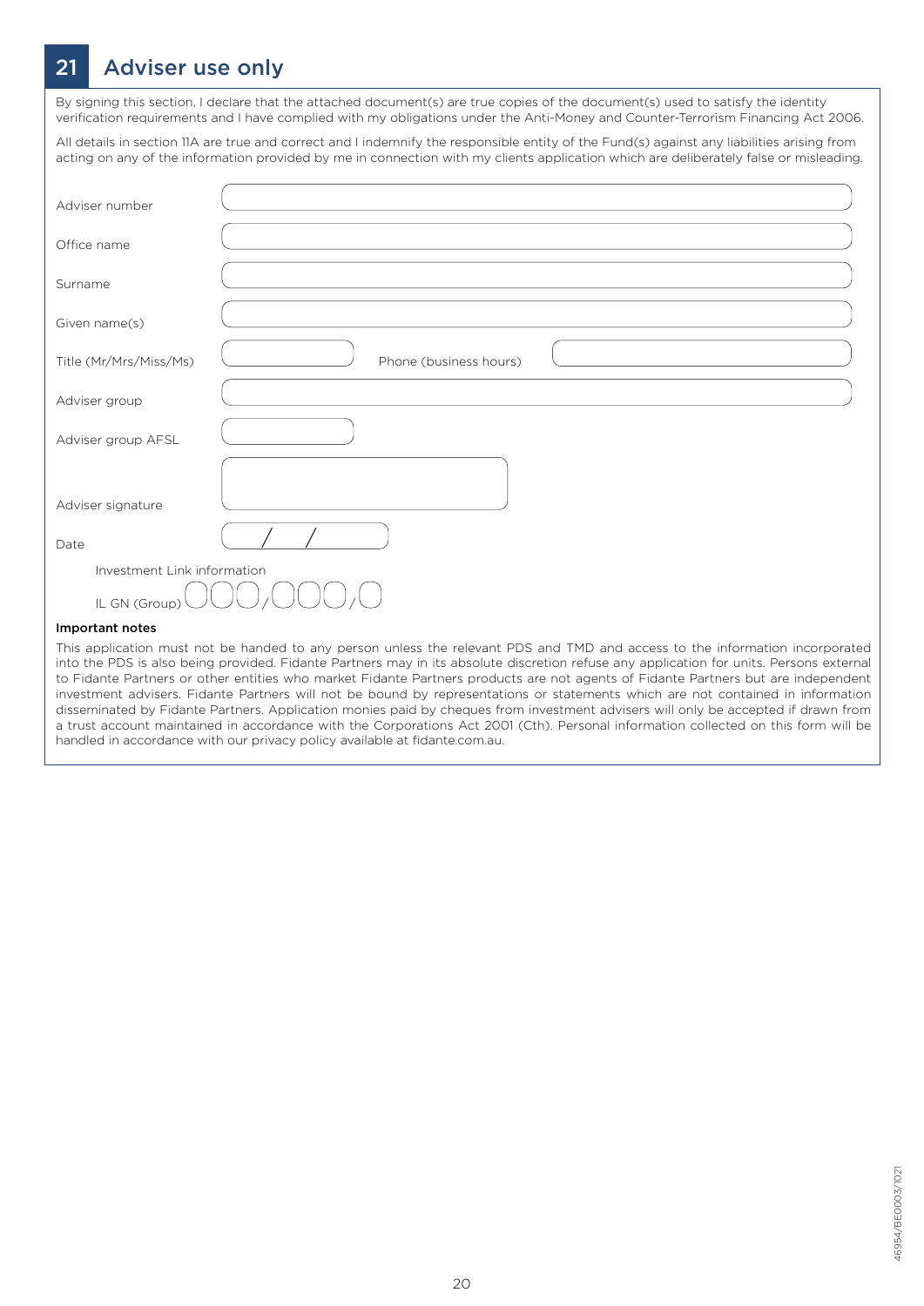## 21 Adviser use only

By signing this section, I declare that the attached document(s) are true copies of the document(s) used to satisfy the identity verification requirements and I have complied with my obligations under the Anti-Money and Counter-Terrorism Financing Act 2006.

All details in section 11A are true and correct and I indemnify the responsible entity of the Fund(s) against any liabilities arising from acting on any of the information provided by me in connection with my clients application which are deliberately false or misleading.

Adviser number

Office name

Surname

Given name(s)

Title (Mr/Mrs/Miss/Ms) Phone (business hours)

Adviser group

Adviser group AFSL

Adviser signature

Date / /

Investment Link information

IL GN (Group) / /

**Important notes**

This application must not be handed to any person unless the relevant PDS and TMD and access to the information incorporated into the PDS is also being provided. Fidante Partners may in its absolute discretion refuse any application for units. Persons external to Fidante Partners or other entities who market Fidante Partners products are not agents of Fidante Partners but are independent investment advisers. Fidante Partners will not be bound by representations or statements which are not contained in information disseminated by Fidante Partners. Application monies paid by cheques from investment advisers will only be accepted if drawn from a trust account maintained in accordance with the Corporations Act 2001 (Cth). Personal information collected on this form will be handled in accordance with our privacy policy available at fidante.com.au.

46954/BE0003/1021